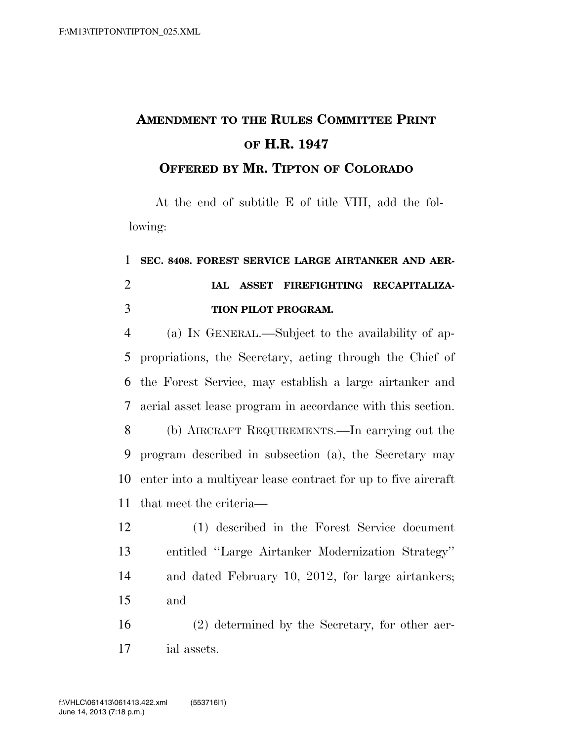# AMENDMENT TO THE RULES COMMITTEE PRINT OF H.R. 1947

## OFFERED BY MR. TIPTON OF COLORADO

At the end of subtitle E of title VIII, add the following:

**SEC. 8408. FOREST SERVICE LARGE AIRTANKER AND AERIAL ASSET FIREFIGHTING RECAPITALIZATION PILOT PROGRAM.**

(a) IN GENERAL.—Subject to the availability of appropriations, the Secretary, acting through the Chief of the Forest Service, may establish a large airtanker and aerial asset lease program in accordance with this section.

(b) AIRCRAFT REQUIREMENTS.—In carrying out the program described in subsection (a), the Secretary may enter into a multiyear lease contract for up to five aircraft that meet the criteria—

(1) described in the Forest Service document entitled "Large Airtanker Modernization Strategy" and dated February 10, 2012, for large airtankers; and

(2) determined by the Secretary, for other aerial assets.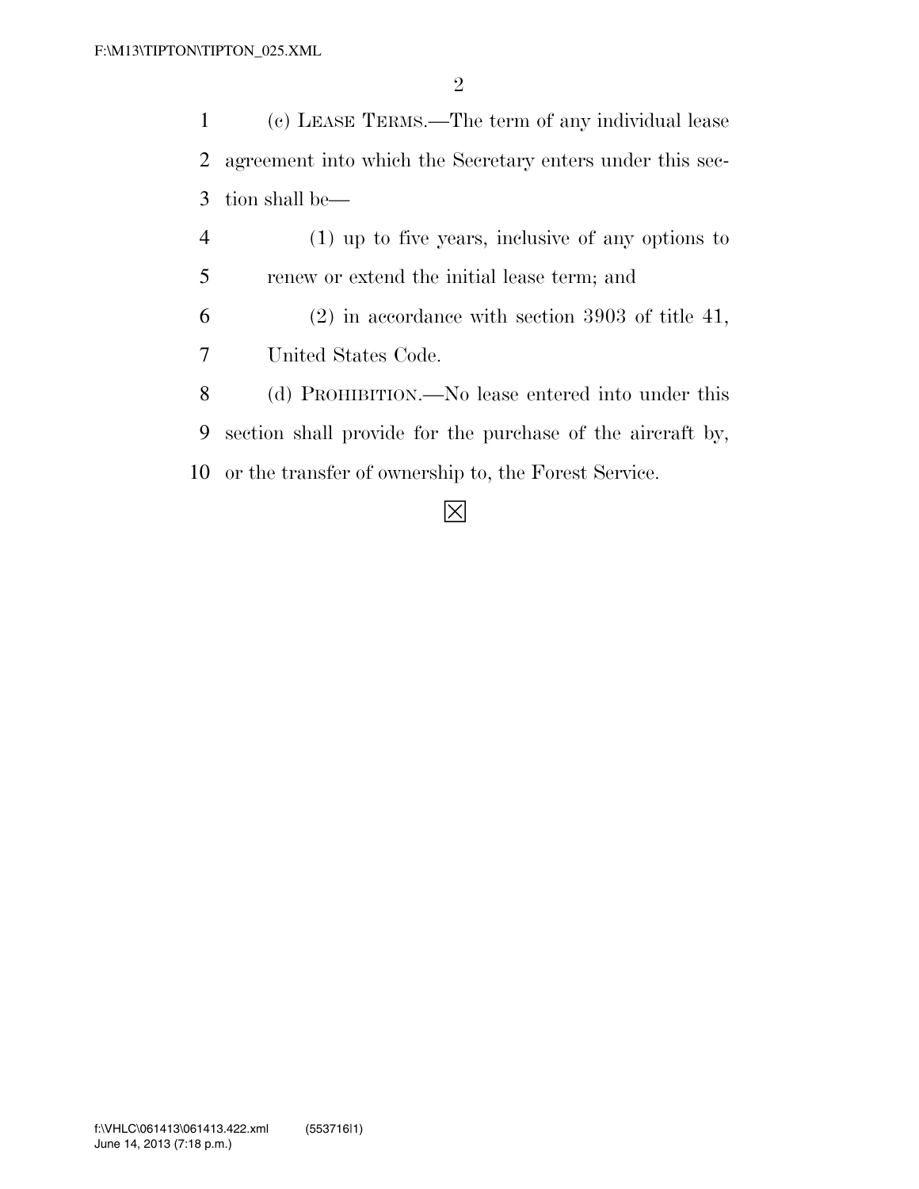(c) LEASE TERMS.—The term of any individual lease agreement into which the Secretary enters under this section shall be—

(1) up to five years, inclusive of any options to renew or extend the initial lease term; and

(2) in accordance with section 3903 of title 41, United States Code.

(d) PROHIBITION.—No lease entered into under this section shall provide for the purchase of the aircraft by, or the transfer of ownership to, the Forest Service.